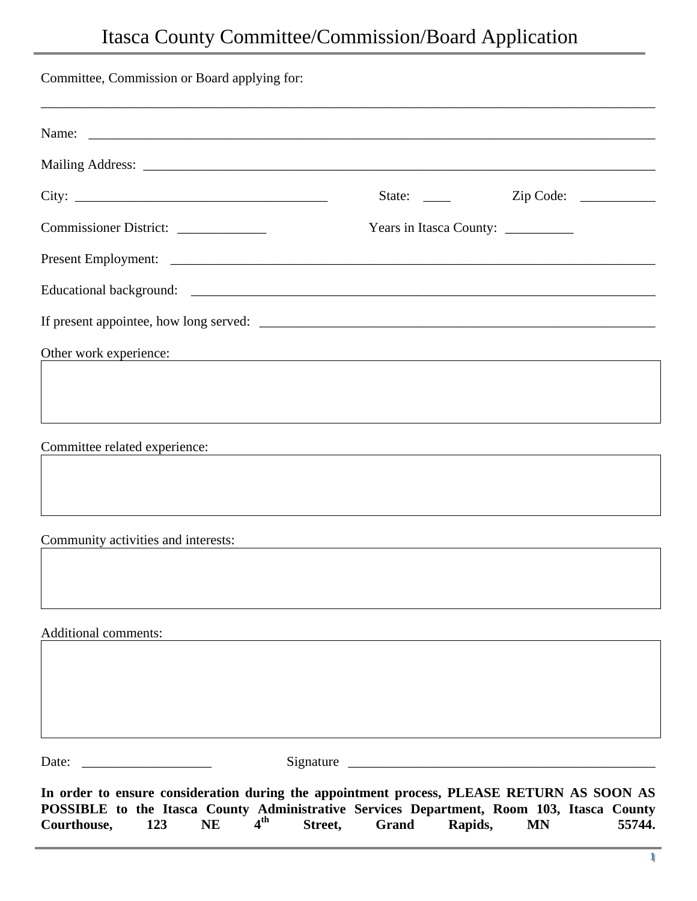# Itasca County Committee/Commission/Board Application

Committee, Commission or Board applying for:

______________________________________________________________________________

Name: ______________________________________________________________________

Mailing Address: _______________________________________________________________

City: ______________________________ State: ____ Zip Code: ___________

Commissioner District: _____________ Years in Itasca County: __________

Present Employment: ____________________________________________________________

Educational background: _________________________________________________________

If present appointee, how long served: ______________________________________________

Other work experience:

Committee related experience:

Community activities and interests:

Additional comments:

Date: ___________________ Signature _____________________________________________

**In order to ensure consideration during the appointment process, PLEASE RETURN AS SOON AS POSSIBLE to the Itasca County Administrative Services Department, Room 103, Itasca County Courthouse, 123 NE 4th Street, Grand Rapids, MN 55744.**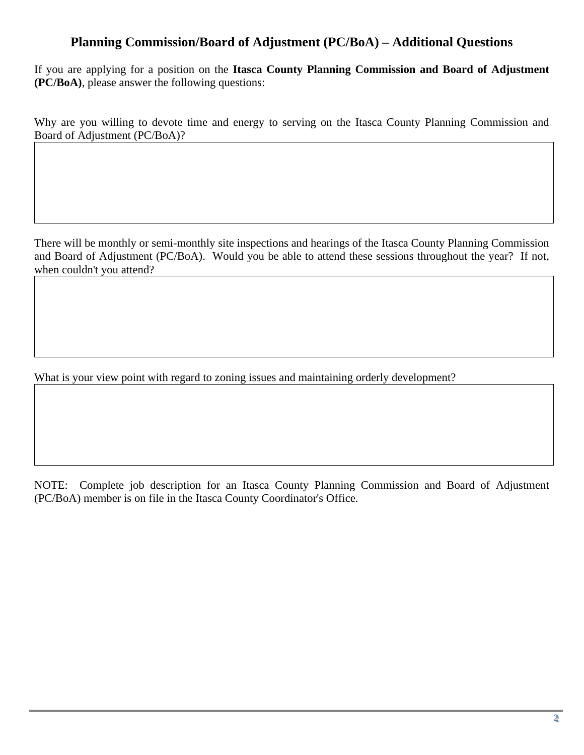## Planning Commission/Board of Adjustment (PC/BoA) – Additional Questions

If you are applying for a position on the **Itasca County Planning Commission and Board of Adjustment (PC/BoA)**, please answer the following questions:

Why are you willing to devote time and energy to serving on the Itasca County Planning Commission and Board of Adjustment (PC/BoA)?

| |
|---|
| |

There will be monthly or semi-monthly site inspections and hearings of the Itasca County Planning Commission and Board of Adjustment (PC/BoA). Would you be able to attend these sessions throughout the year? If not, when couldn't you attend?

| |
|---|
| |

What is your view point with regard to zoning issues and maintaining orderly development?

| |
|---|
| |

NOTE: Complete job description for an Itasca County Planning Commission and Board of Adjustment (PC/BoA) member is on file in the Itasca County Coordinator's Office.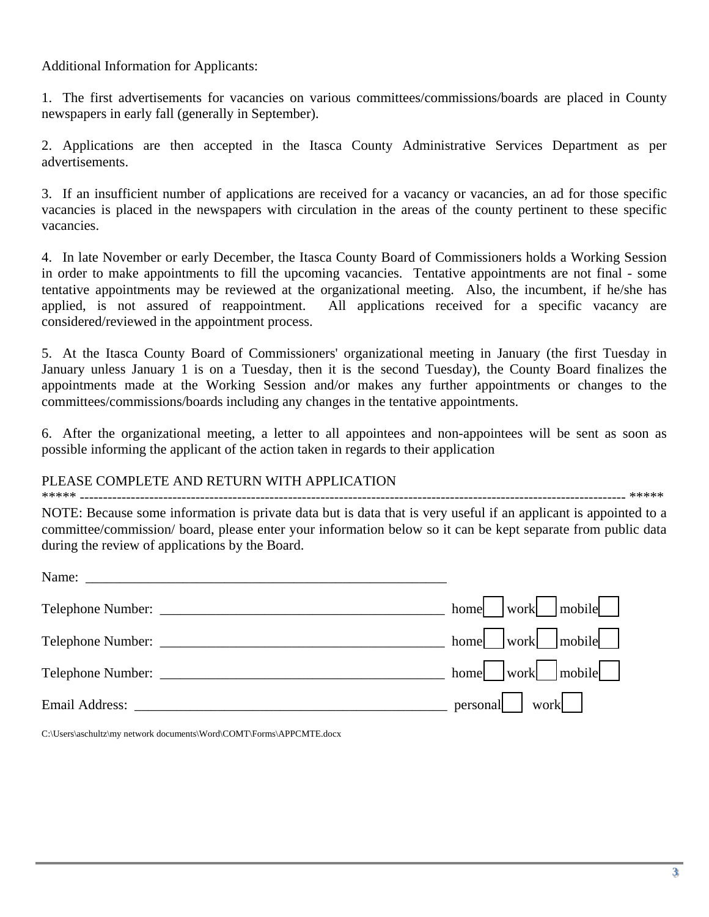Additional Information for Applicants:

1. The first advertisements for vacancies on various committees/commissions/boards are placed in County newspapers in early fall (generally in September).

2. Applications are then accepted in the Itasca County Administrative Services Department as per advertisements.

3. If an insufficient number of applications are received for a vacancy or vacancies, an ad for those specific vacancies is placed in the newspapers with circulation in the areas of the county pertinent to these specific vacancies.

4. In late November or early December, the Itasca County Board of Commissioners holds a Working Session in order to make appointments to fill the upcoming vacancies. Tentative appointments are not final - some tentative appointments may be reviewed at the organizational meeting. Also, the incumbent, if he/she has applied, is not assured of reappointment. All applications received for a specific vacancy are considered/reviewed in the appointment process.

5. At the Itasca County Board of Commissioners' organizational meeting in January (the first Tuesday in January unless January 1 is on a Tuesday, then it is the second Tuesday), the County Board finalizes the appointments made at the Working Session and/or makes any further appointments or changes to the committees/commissions/boards including any changes in the tentative appointments.

6. After the organizational meeting, a letter to all appointees and non-appointees will be sent as soon as possible informing the applicant of the action taken in regards to their application

PLEASE COMPLETE AND RETURN WITH APPLICATION

***** ---------------------------------------------------------------------------------------------------------------------- *****

NOTE: Because some information is private data but is data that is very useful if an applicant is appointed to a committee/commission/ board, please enter your information below so it can be kept separate from public data during the review of applications by the Board.

Name: ______________________________________________________

Telephone Number: __________________________________________ home ☐ work ☐ mobile ☐

Telephone Number: __________________________________________ home ☐ work ☐ mobile ☐

Telephone Number: __________________________________________ home ☐ work ☐ mobile ☐

Email Address: ______________________________________________ personal ☐ work ☐

C:\Users\aschultz\my network documents\Word\COMT\Forms\APPCMTE.docx